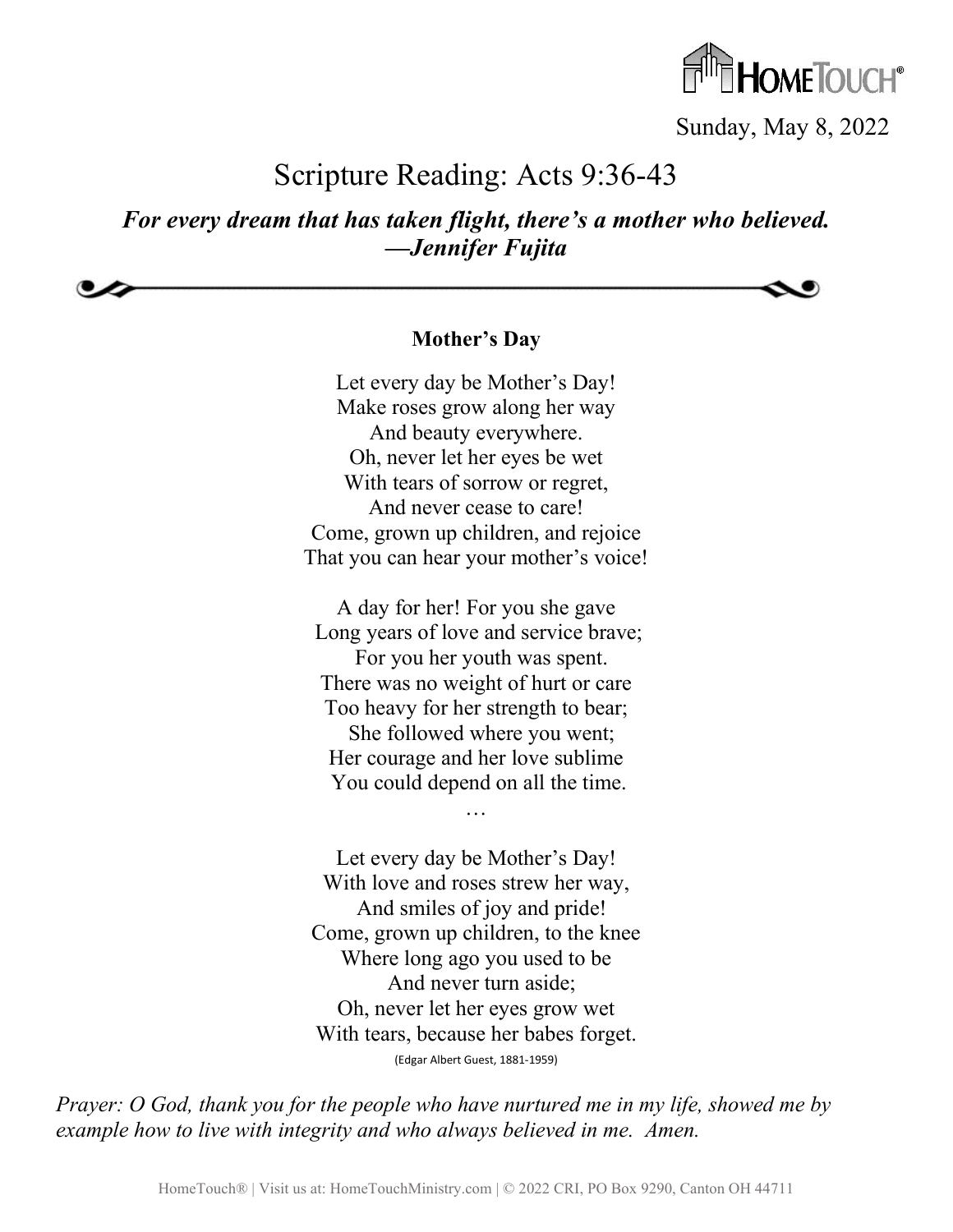Sunday, May 8, 2022

# Scripture Reading: Acts 9:36-43

***For every dream that has taken flight, there's a mother who believed. —Jennifer Fujita***

**Mother's Day**

Let every day be Mother's Day!
Make roses grow along her way
And beauty everywhere.
Oh, never let her eyes be wet
With tears of sorrow or regret,
And never cease to care!
Come, grown up children, and rejoice
That you can hear your mother's voice!

A day for her! For you she gave
Long years of love and service brave;
For you her youth was spent.
There was no weight of hurt or care
Too heavy for her strength to bear;
She followed where you went;
Her courage and her love sublime
You could depend on all the time.

…

Let every day be Mother's Day!
With love and roses strew her way,
And smiles of joy and pride!
Come, grown up children, to the knee
Where long ago you used to be
And never turn aside;
Oh, never let her eyes grow wet
With tears, because her babes forget.

(Edgar Albert Guest, 1881-1959)

*Prayer: O God, thank you for the people who have nurtured me in my life, showed me by example how to live with integrity and who always believed in me. Amen.*

HomeTouch® | Visit us at: HomeTouchMinistry.com | © 2022 CRI, PO Box 9290, Canton OH 44711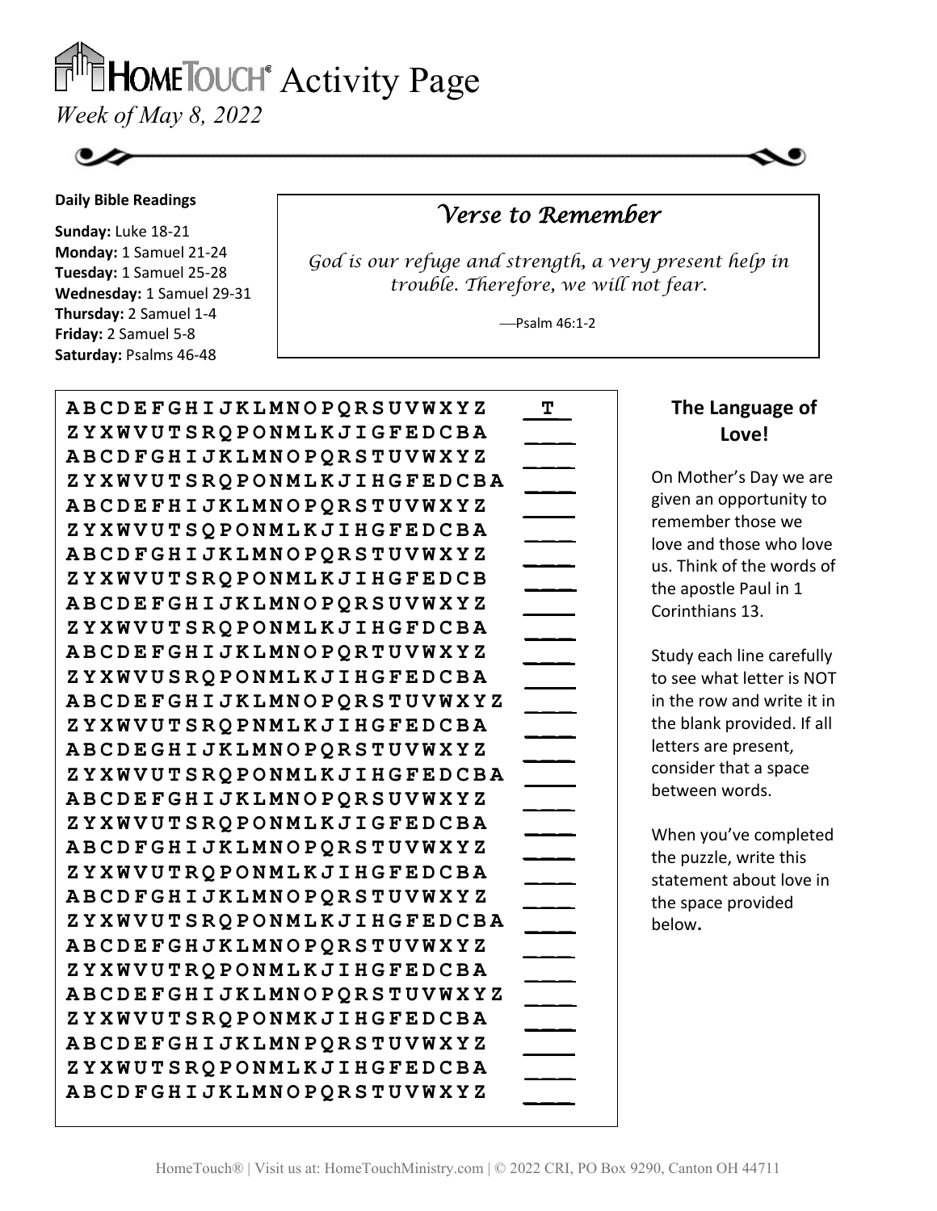# HOMETOUCH® Activity Page

*Week of May 8, 2022*

**Daily Bible Readings**

**Sunday:** Luke 18-21
**Monday:** 1 Samuel 21-24
**Tuesday:** 1 Samuel 25-28
**Wednesday:** 1 Samuel 29-31
**Thursday:** 2 Samuel 1-4
**Friday:** 2 Samuel 5-8
**Saturday:** Psalms 46-48

## *Verse to Remember*

*God is our refuge and strength, a very present help in trouble. Therefore, we will not fear.*

—Psalm 46:1-2

```
ABCDEFGHIJKLMNOPQRSUVWXYZ    _T_
ZYXWVUTSRQPONMLKJIGFEDCBA    ___
ABCDFGHIJKLMNOPQRSTUVWXYZ    ___
ZYXWVUTSRQPONMLKJIHGFEDCBA   ___
ABCDEFHIJKLMNOPQRSTUVWXYZ    ___
ZYXWVUTSQPONMLKJIHGFEDCBA    ___
ABCDFGHIJKLMNOPQRSTUVWXYZ    ___
ZYXWVUTSRQPONMLKJIHGFEDCB    ___
ABCDEFGHIJKLMNOPQRSUVWXYZ    ___
ZYXWVUTSRQPONMLKJIHGFDCBA    ___
ABCDEFGHIJKLMNOPQRTUVWXYZ    ___
ZYXWVUSRQPONMLKJIHGFEDCBA    ___
ABCDEFGHIJKLMNOPQRSTUVWXYZ   ___
ZYXWVUTSRQPNMLKJIHGFEDCBA    ___
ABCDEGHIJKLMNOPQRSTUVWXYZ    ___
ZYXWVUTSRQPONMLKJIHGFEDCBA   ___
ABCDEFGHIJKLMNOPQRSUVWXYZ    ___
ZYXWVUTSRQPONMLKJIGFEDCBA    ___
ABCDFGHIJKLMNOPQRSTUVWXYZ    ___
ZYXWVUTRQPONMLKJIHGFEDCBA    ___
ABCDFGHIJKLMNOPQRSTUVWXYZ    ___
ZYXWVUTSRQPONMLKJIHGFEDCBA   ___
ABCDEFGHJKLMNOPQRSTUVWXYZ    ___
ZYXWVUTRQPONMLKJIHGFEDCBA    ___
ABCDEFGHIJKLMNOPQRSTUVWXYZ   ___
ZYXWVUTSRQPONMKJIHGFEDCBA    ___
ABCDEFGHIJKLMNPQRSTUVWXYZ    ___
ZYXWUTSRQPONMLKJIHGFEDCBA    ___
ABCDFGHIJKLMNOPQRSTUVWXYZ    ___
```

## The Language of Love!

On Mother's Day we are given an opportunity to remember those we love and those who love us. Think of the words of the apostle Paul in 1 Corinthians 13.

Study each line carefully to see what letter is NOT in the row and write it in the blank provided. If all letters are present, consider that a space between words.

When you've completed the puzzle, write this statement about love in the space provided below**.**